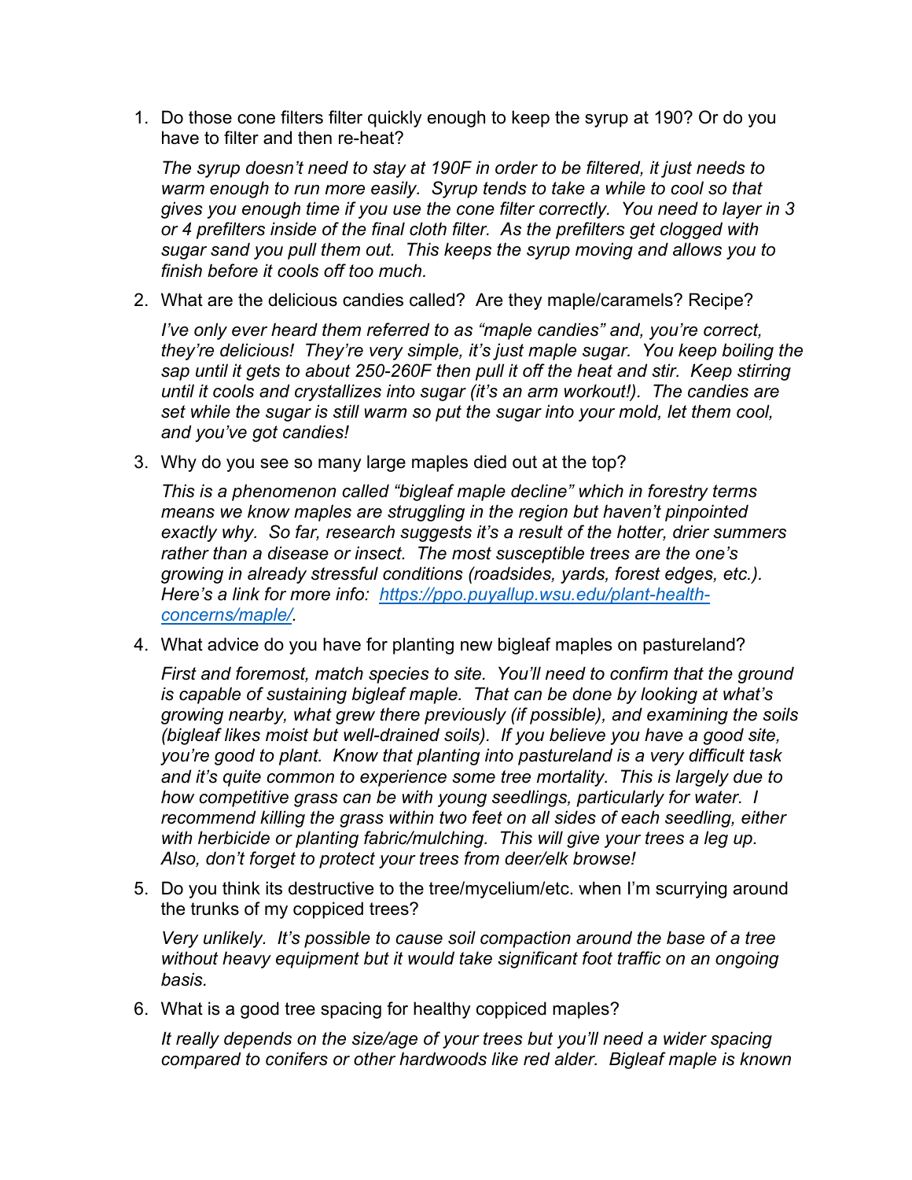1. Do those cone filters filter quickly enough to keep the syrup at 190? Or do you have to filter and then re-heat?

   *The syrup doesn't need to stay at 190F in order to be filtered, it just needs to warm enough to run more easily. Syrup tends to take a while to cool so that gives you enough time if you use the cone filter correctly. You need to layer in 3 or 4 prefilters inside of the final cloth filter. As the prefilters get clogged with sugar sand you pull them out. This keeps the syrup moving and allows you to finish before it cools off too much.*

2. What are the delicious candies called? Are they maple/caramels? Recipe?

   *I've only ever heard them referred to as "maple candies" and, you're correct, they're delicious! They're very simple, it's just maple sugar. You keep boiling the sap until it gets to about 250-260F then pull it off the heat and stir. Keep stirring until it cools and crystallizes into sugar (it's an arm workout!). The candies are set while the sugar is still warm so put the sugar into your mold, let them cool, and you've got candies!*

3. Why do you see so many large maples died out at the top?

   *This is a phenomenon called "bigleaf maple decline" which in forestry terms means we know maples are struggling in the region but haven't pinpointed exactly why. So far, research suggests it's a result of the hotter, drier summers rather than a disease or insect. The most susceptible trees are the one's growing in already stressful conditions (roadsides, yards, forest edges, etc.). Here's a link for more info: [https://ppo.puyallup.wsu.edu/plant-health-concerns/maple/](https://ppo.puyallup.wsu.edu/plant-health-concerns/maple/).*

4. What advice do you have for planting new bigleaf maples on pastureland?

   *First and foremost, match species to site. You'll need to confirm that the ground is capable of sustaining bigleaf maple. That can be done by looking at what's growing nearby, what grew there previously (if possible), and examining the soils (bigleaf likes moist but well-drained soils). If you believe you have a good site, you're good to plant. Know that planting into pastureland is a very difficult task and it's quite common to experience some tree mortality. This is largely due to how competitive grass can be with young seedlings, particularly for water. I recommend killing the grass within two feet on all sides of each seedling, either with herbicide or planting fabric/mulching. This will give your trees a leg up. Also, don't forget to protect your trees from deer/elk browse!*

5. Do you think its destructive to the tree/mycelium/etc. when I'm scurrying around the trunks of my coppiced trees?

   *Very unlikely. It's possible to cause soil compaction around the base of a tree without heavy equipment but it would take significant foot traffic on an ongoing basis.*

6. What is a good tree spacing for healthy coppiced maples?

   *It really depends on the size/age of your trees but you'll need a wider spacing compared to conifers or other hardwoods like red alder. Bigleaf maple is known*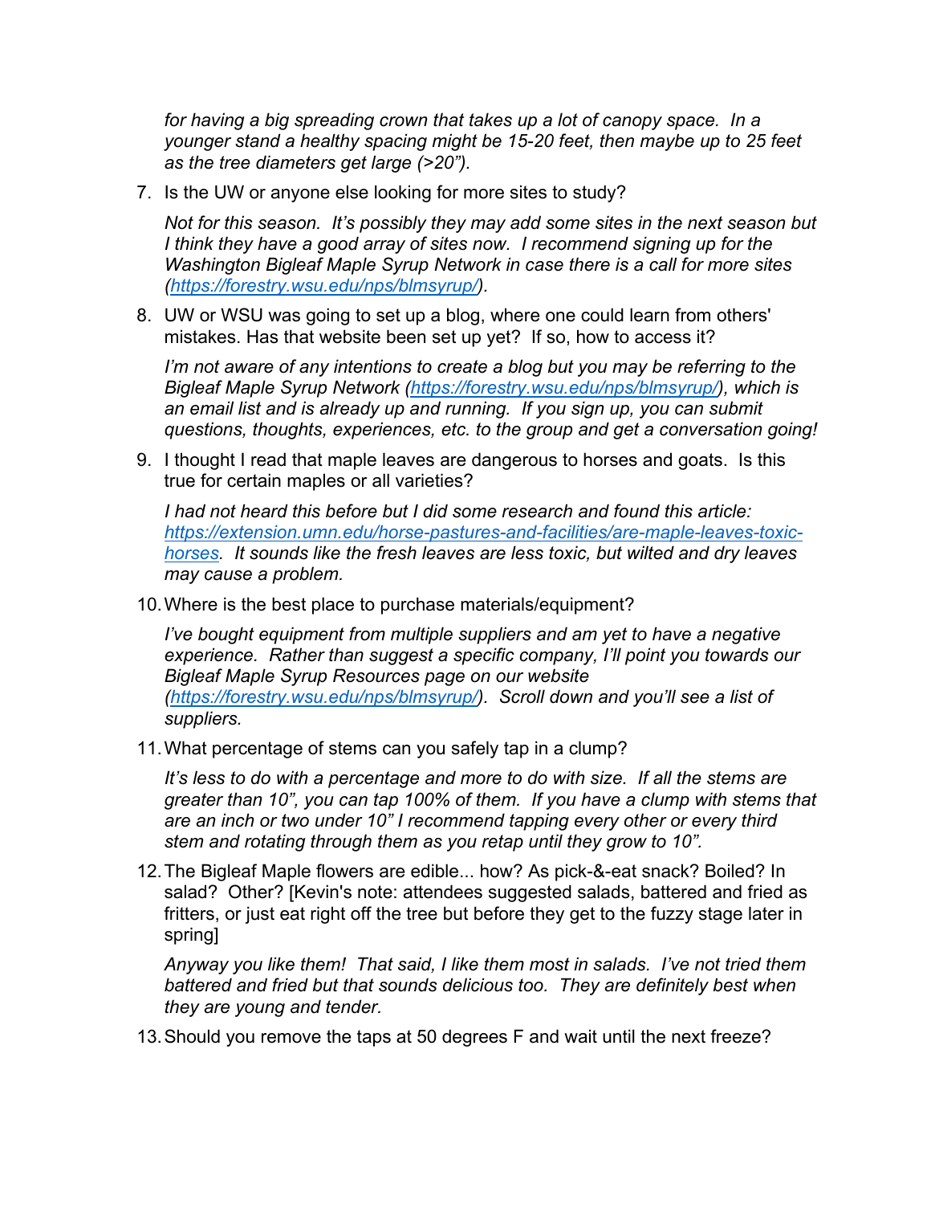*for having a big spreading crown that takes up a lot of canopy space. In a younger stand a healthy spacing might be 15-20 feet, then maybe up to 25 feet as the tree diameters get large (>20").*

7. Is the UW or anyone else looking for more sites to study?

   *Not for this season. It's possibly they may add some sites in the next season but I think they have a good array of sites now. I recommend signing up for the Washington Bigleaf Maple Syrup Network in case there is a call for more sites (https://forestry.wsu.edu/nps/blmsyrup/).*

8. UW or WSU was going to set up a blog, where one could learn from others' mistakes. Has that website been set up yet? If so, how to access it?

   *I'm not aware of any intentions to create a blog but you may be referring to the Bigleaf Maple Syrup Network (https://forestry.wsu.edu/nps/blmsyrup/), which is an email list and is already up and running. If you sign up, you can submit questions, thoughts, experiences, etc. to the group and get a conversation going!*

9. I thought I read that maple leaves are dangerous to horses and goats. Is this true for certain maples or all varieties?

   *I had not heard this before but I did some research and found this article: https://extension.umn.edu/horse-pastures-and-facilities/are-maple-leaves-toxic-horses. It sounds like the fresh leaves are less toxic, but wilted and dry leaves may cause a problem.*

10. Where is the best place to purchase materials/equipment?

    *I've bought equipment from multiple suppliers and am yet to have a negative experience. Rather than suggest a specific company, I'll point you towards our Bigleaf Maple Syrup Resources page on our website (https://forestry.wsu.edu/nps/blmsyrup/). Scroll down and you'll see a list of suppliers.*

11. What percentage of stems can you safely tap in a clump?

    *It's less to do with a percentage and more to do with size. If all the stems are greater than 10", you can tap 100% of them. If you have a clump with stems that are an inch or two under 10" I recommend tapping every other or every third stem and rotating through them as you retap until they grow to 10".*

12. The Bigleaf Maple flowers are edible... how? As pick-&-eat snack? Boiled? In salad? Other? [Kevin's note: attendees suggested salads, battered and fried as fritters, or just eat right off the tree but before they get to the fuzzy stage later in spring]

    *Anyway you like them! That said, I like them most in salads. I've not tried them battered and fried but that sounds delicious too. They are definitely best when they are young and tender.*

13. Should you remove the taps at 50 degrees F and wait until the next freeze?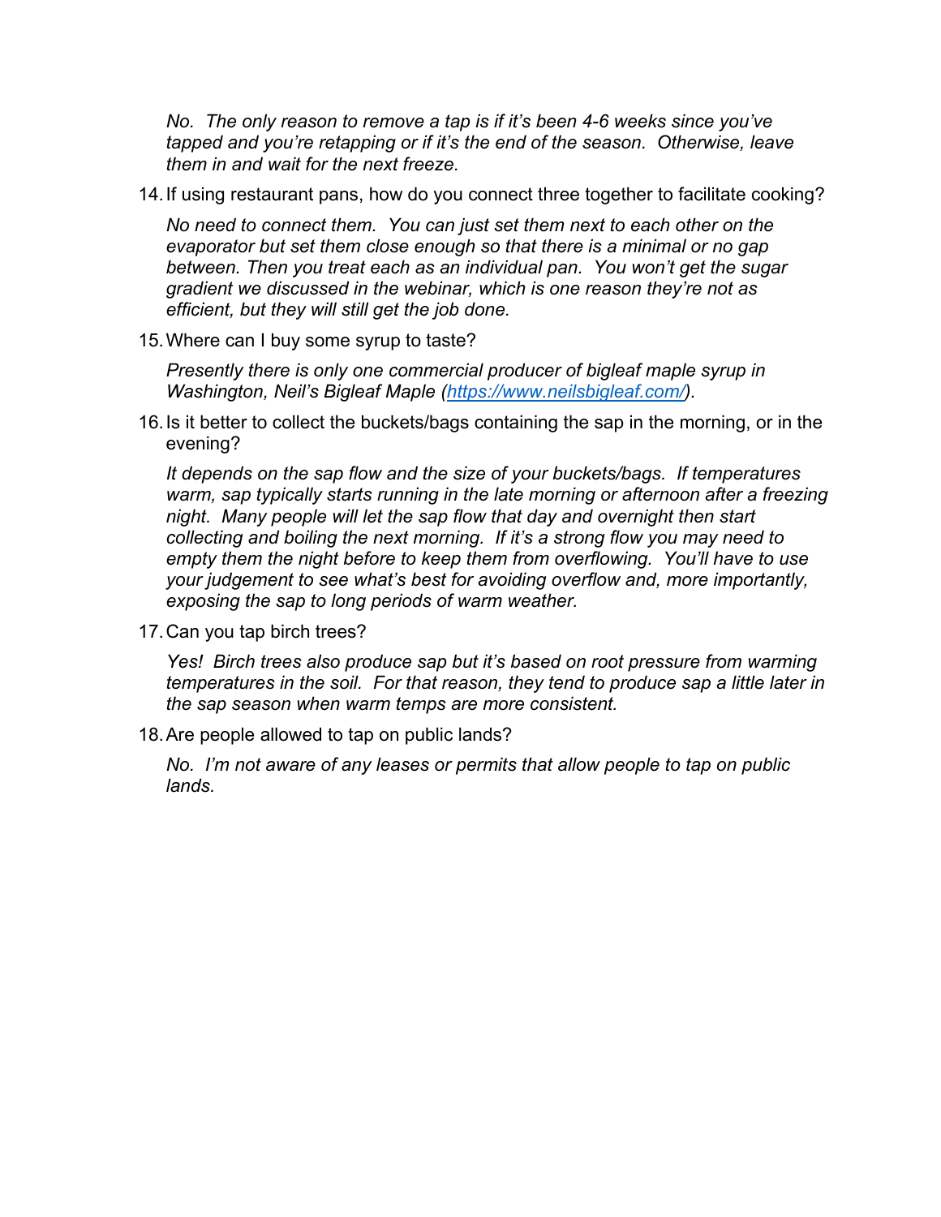*No. The only reason to remove a tap is if it's been 4-6 weeks since you've tapped and you're retapping or if it's the end of the season. Otherwise, leave them in and wait for the next freeze.*

14. If using restaurant pans, how do you connect three together to facilitate cooking?

    *No need to connect them. You can just set them next to each other on the evaporator but set them close enough so that there is a minimal or no gap between. Then you treat each as an individual pan. You won't get the sugar gradient we discussed in the webinar, which is one reason they're not as efficient, but they will still get the job done.*

15. Where can I buy some syrup to taste?

    *Presently there is only one commercial producer of bigleaf maple syrup in Washington, Neil's Bigleaf Maple ([https://www.neilsbigleaf.com/](https://www.neilsbigleaf.com/)).*

16. Is it better to collect the buckets/bags containing the sap in the morning, or in the evening?

    *It depends on the sap flow and the size of your buckets/bags. If temperatures warm, sap typically starts running in the late morning or afternoon after a freezing night. Many people will let the sap flow that day and overnight then start collecting and boiling the next morning. If it's a strong flow you may need to empty them the night before to keep them from overflowing. You'll have to use your judgement to see what's best for avoiding overflow and, more importantly, exposing the sap to long periods of warm weather.*

17. Can you tap birch trees?

    *Yes! Birch trees also produce sap but it's based on root pressure from warming temperatures in the soil. For that reason, they tend to produce sap a little later in the sap season when warm temps are more consistent.*

18. Are people allowed to tap on public lands?

    *No. I'm not aware of any leases or permits that allow people to tap on public lands.*